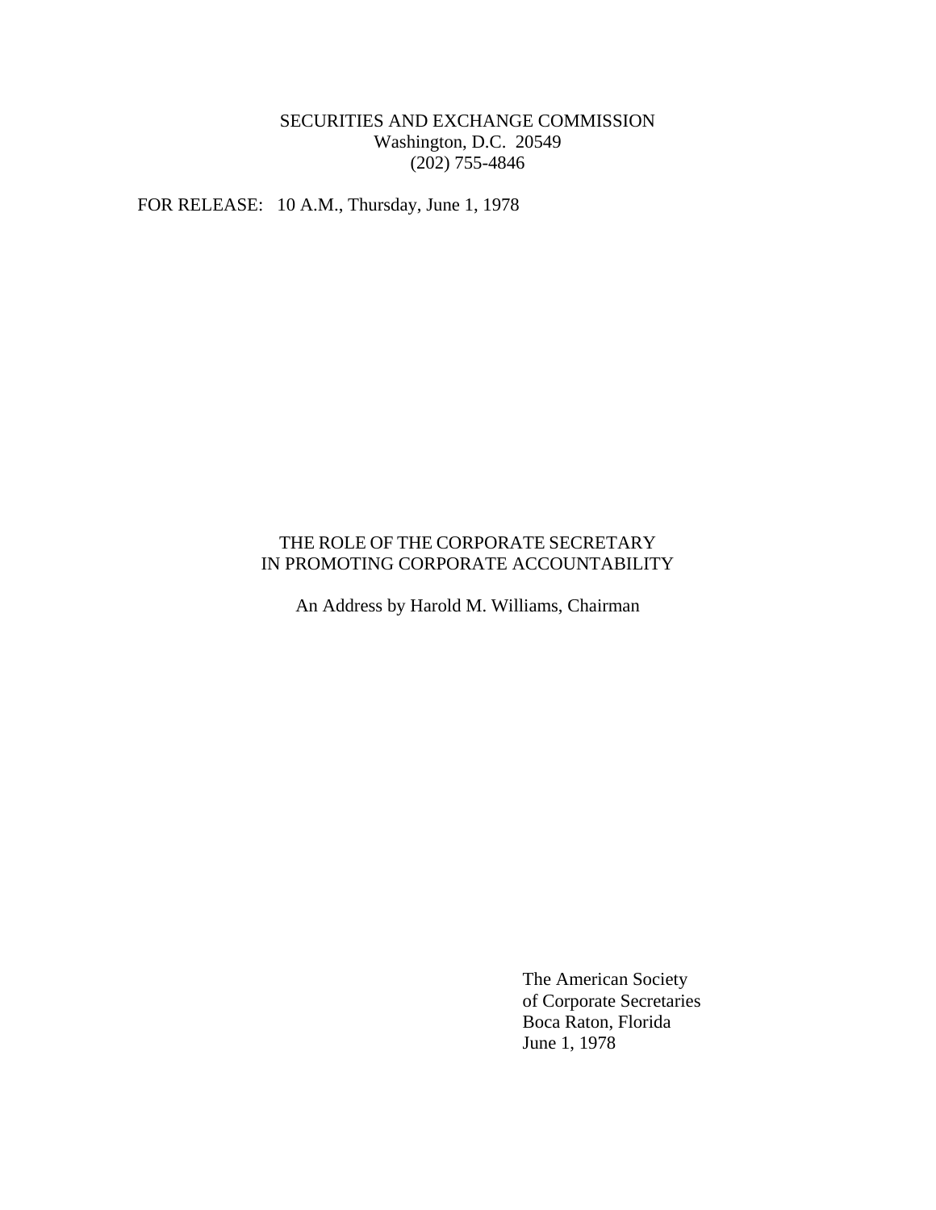SECURITIES AND EXCHANGE COMMISSION
Washington, D.C. 20549
(202) 755-4846

FOR RELEASE: 10 A.M., Thursday, June 1, 1978

# THE ROLE OF THE CORPORATE SECRETARY IN PROMOTING CORPORATE ACCOUNTABILITY

An Address by Harold M. Williams, Chairman

The American Society
of Corporate Secretaries
Boca Raton, Florida
June 1, 1978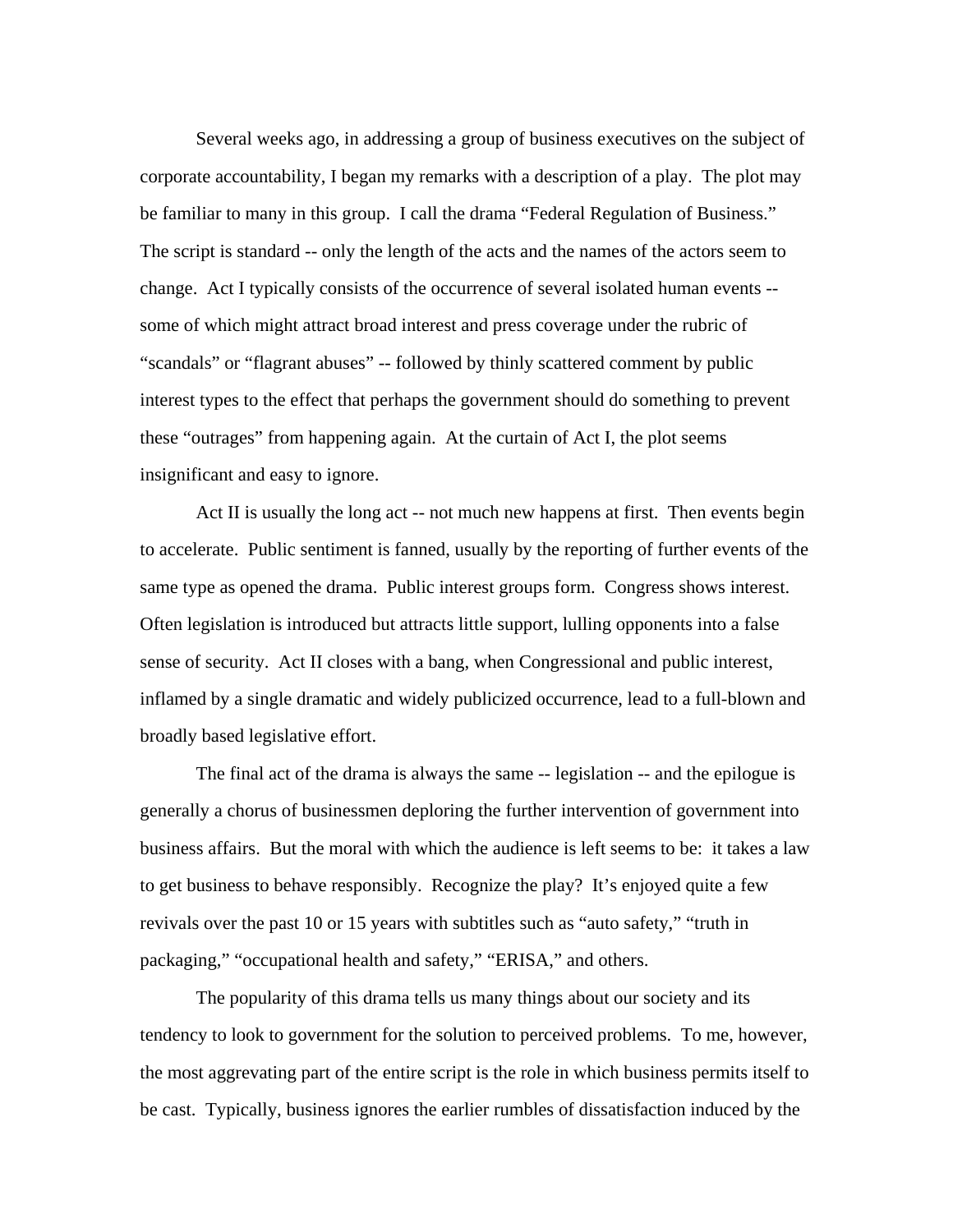Several weeks ago, in addressing a group of business executives on the subject of corporate accountability, I began my remarks with a description of a play. The plot may be familiar to many in this group. I call the drama "Federal Regulation of Business." The script is standard -- only the length of the acts and the names of the actors seem to change. Act I typically consists of the occurrence of several isolated human events -- some of which might attract broad interest and press coverage under the rubric of "scandals" or "flagrant abuses" -- followed by thinly scattered comment by public interest types to the effect that perhaps the government should do something to prevent these "outrages" from happening again. At the curtain of Act I, the plot seems insignificant and easy to ignore.

Act II is usually the long act -- not much new happens at first. Then events begin to accelerate. Public sentiment is fanned, usually by the reporting of further events of the same type as opened the drama. Public interest groups form. Congress shows interest. Often legislation is introduced but attracts little support, lulling opponents into a false sense of security. Act II closes with a bang, when Congressional and public interest, inflamed by a single dramatic and widely publicized occurrence, lead to a full-blown and broadly based legislative effort.

The final act of the drama is always the same -- legislation -- and the epilogue is generally a chorus of businessmen deploring the further intervention of government into business affairs. But the moral with which the audience is left seems to be: it takes a law to get business to behave responsibly. Recognize the play? It's enjoyed quite a few revivals over the past 10 or 15 years with subtitles such as "auto safety," "truth in packaging," "occupational health and safety," "ERISA," and others.

The popularity of this drama tells us many things about our society and its tendency to look to government for the solution to perceived problems. To me, however, the most aggrevating part of the entire script is the role in which business permits itself to be cast. Typically, business ignores the earlier rumbles of dissatisfaction induced by the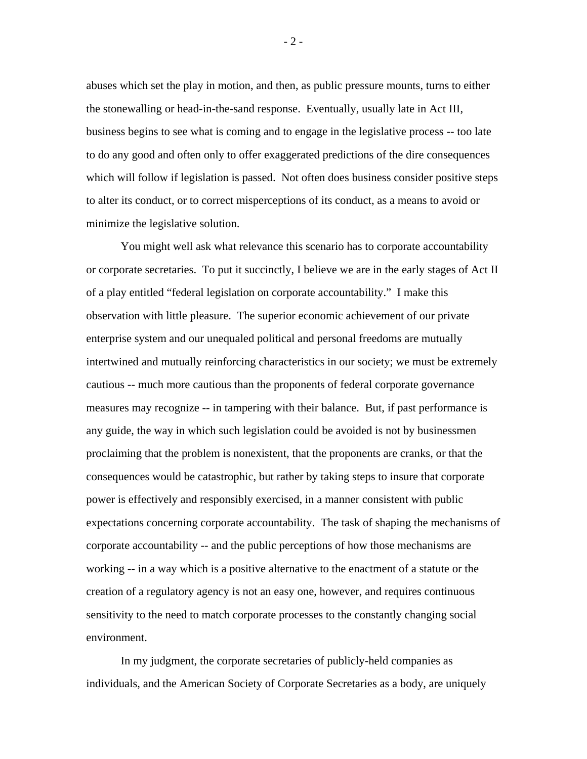abuses which set the play in motion, and then, as public pressure mounts, turns to either the stonewalling or head-in-the-sand response. Eventually, usually late in Act III, business begins to see what is coming and to engage in the legislative process -- too late to do any good and often only to offer exaggerated predictions of the dire consequences which will follow if legislation is passed. Not often does business consider positive steps to alter its conduct, or to correct misperceptions of its conduct, as a means to avoid or minimize the legislative solution.

You might well ask what relevance this scenario has to corporate accountability or corporate secretaries. To put it succinctly, I believe we are in the early stages of Act II of a play entitled "federal legislation on corporate accountability." I make this observation with little pleasure. The superior economic achievement of our private enterprise system and our unequaled political and personal freedoms are mutually intertwined and mutually reinforcing characteristics in our society; we must be extremely cautious -- much more cautious than the proponents of federal corporate governance measures may recognize -- in tampering with their balance. But, if past performance is any guide, the way in which such legislation could be avoided is not by businessmen proclaiming that the problem is nonexistent, that the proponents are cranks, or that the consequences would be catastrophic, but rather by taking steps to insure that corporate power is effectively and responsibly exercised, in a manner consistent with public expectations concerning corporate accountability. The task of shaping the mechanisms of corporate accountability -- and the public perceptions of how those mechanisms are working -- in a way which is a positive alternative to the enactment of a statute or the creation of a regulatory agency is not an easy one, however, and requires continuous sensitivity to the need to match corporate processes to the constantly changing social environment.

In my judgment, the corporate secretaries of publicly-held companies as individuals, and the American Society of Corporate Secretaries as a body, are uniquely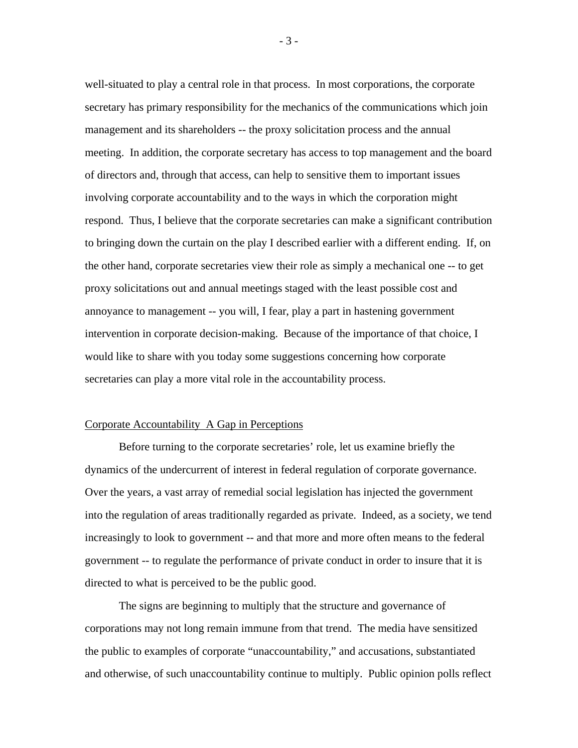well-situated to play a central role in that process. In most corporations, the corporate secretary has primary responsibility for the mechanics of the communications which join management and its shareholders -- the proxy solicitation process and the annual meeting. In addition, the corporate secretary has access to top management and the board of directors and, through that access, can help to sensitive them to important issues involving corporate accountability and to the ways in which the corporation might respond. Thus, I believe that the corporate secretaries can make a significant contribution to bringing down the curtain on the play I described earlier with a different ending. If, on the other hand, corporate secretaries view their role as simply a mechanical one -- to get proxy solicitations out and annual meetings staged with the least possible cost and annoyance to management -- you will, I fear, play a part in hastening government intervention in corporate decision-making. Because of the importance of that choice, I would like to share with you today some suggestions concerning how corporate secretaries can play a more vital role in the accountability process.

## Corporate Accountability A Gap in Perceptions

Before turning to the corporate secretaries' role, let us examine briefly the dynamics of the undercurrent of interest in federal regulation of corporate governance. Over the years, a vast array of remedial social legislation has injected the government into the regulation of areas traditionally regarded as private. Indeed, as a society, we tend increasingly to look to government -- and that more and more often means to the federal government -- to regulate the performance of private conduct in order to insure that it is directed to what is perceived to be the public good.

The signs are beginning to multiply that the structure and governance of corporations may not long remain immune from that trend. The media have sensitized the public to examples of corporate "unaccountability," and accusations, substantiated and otherwise, of such unaccountability continue to multiply. Public opinion polls reflect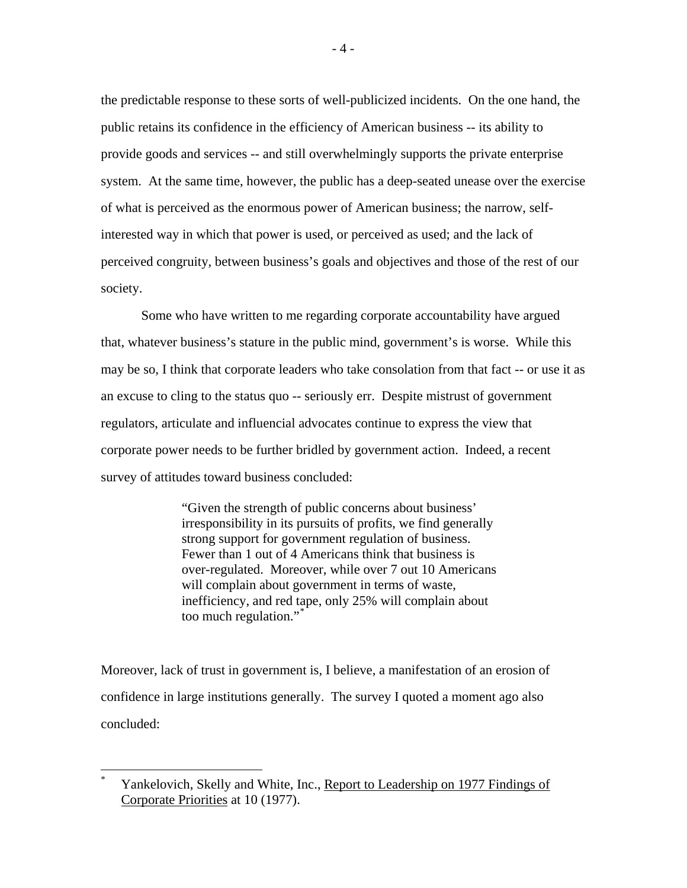the predictable response to these sorts of well-publicized incidents. On the one hand, the public retains its confidence in the efficiency of American business -- its ability to provide goods and services -- and still overwhelmingly supports the private enterprise system. At the same time, however, the public has a deep-seated unease over the exercise of what is perceived as the enormous power of American business; the narrow, self-interested way in which that power is used, or perceived as used; and the lack of perceived congruity, between business's goals and objectives and those of the rest of our society.

Some who have written to me regarding corporate accountability have argued that, whatever business's stature in the public mind, government's is worse. While this may be so, I think that corporate leaders who take consolation from that fact -- or use it as an excuse to cling to the status quo -- seriously err. Despite mistrust of government regulators, articulate and influencial advocates continue to express the view that corporate power needs to be further bridled by government action. Indeed, a recent survey of attitudes toward business concluded:

> "Given the strength of public concerns about business' irresponsibility in its pursuits of profits, we find generally strong support for government regulation of business. Fewer than 1 out of 4 Americans think that business is over-regulated. Moreover, while over 7 out 10 Americans will complain about government in terms of waste, inefficiency, and red tape, only 25% will complain about too much regulation."*

Moreover, lack of trust in government is, I believe, a manifestation of an erosion of confidence in large institutions generally. The survey I quoted a moment ago also concluded:

---

\* Yankelovich, Skelly and White, Inc., Report to Leadership on 1977 Findings of Corporate Priorities at 10 (1977).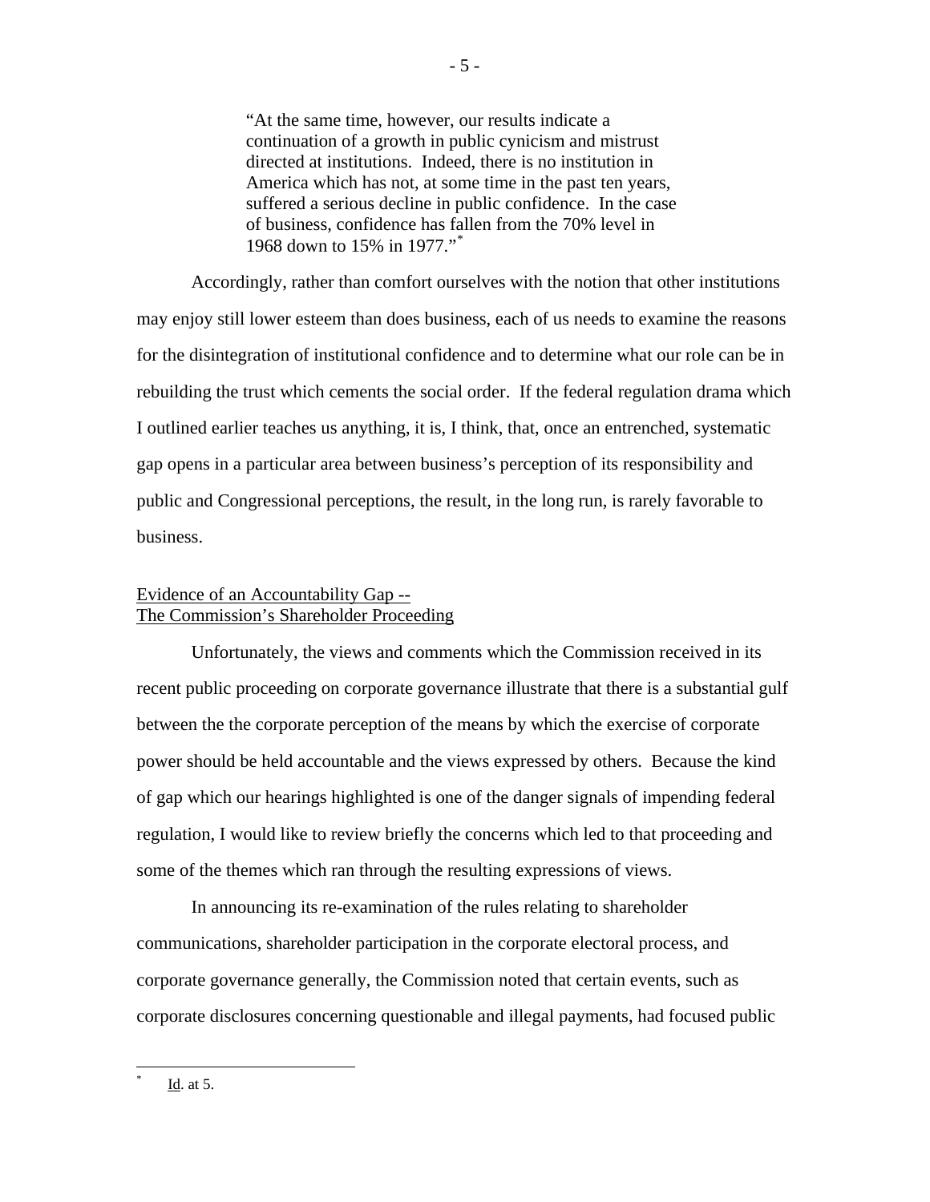> "At the same time, however, our results indicate a continuation of a growth in public cynicism and mistrust directed at institutions. Indeed, there is no institution in America which has not, at some time in the past ten years, suffered a serious decline in public confidence. In the case of business, confidence has fallen from the 70% level in 1968 down to 15% in 1977."[*]

Accordingly, rather than comfort ourselves with the notion that other institutions may enjoy still lower esteem than does business, each of us needs to examine the reasons for the disintegration of institutional confidence and to determine what our role can be in rebuilding the trust which cements the social order. If the federal regulation drama which I outlined earlier teaches us anything, it is, I think, that, once an entrenched, systematic gap opens in a particular area between business's perception of its responsibility and public and Congressional perceptions, the result, in the long run, is rarely favorable to business.

Evidence of an Accountability Gap --
The Commission's Shareholder Proceeding

Unfortunately, the views and comments which the Commission received in its recent public proceeding on corporate governance illustrate that there is a substantial gulf between the the corporate perception of the means by which the exercise of corporate power should be held accountable and the views expressed by others. Because the kind of gap which our hearings highlighted is one of the danger signals of impending federal regulation, I would like to review briefly the concerns which led to that proceeding and some of the themes which ran through the resulting expressions of views.

In announcing its re-examination of the rules relating to shareholder communications, shareholder participation in the corporate electoral process, and corporate governance generally, the Commission noted that certain events, such as corporate disclosures concerning questionable and illegal payments, had focused public

---

[*] Id. at 5.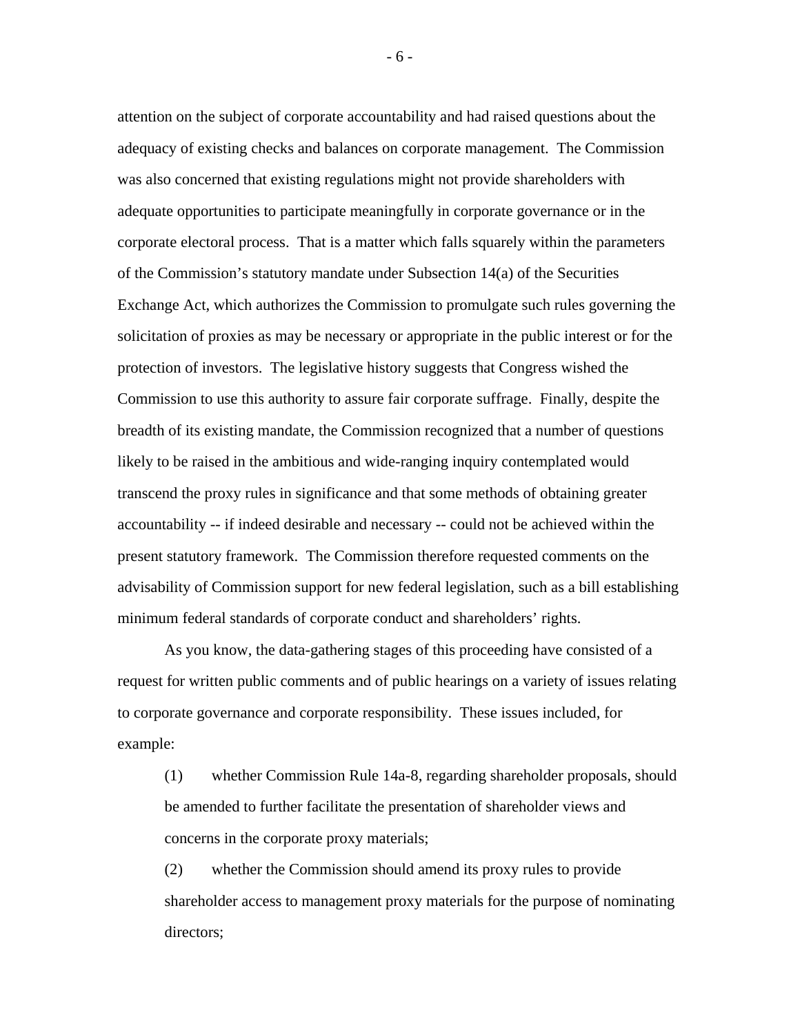attention on the subject of corporate accountability and had raised questions about the adequacy of existing checks and balances on corporate management. The Commission was also concerned that existing regulations might not provide shareholders with adequate opportunities to participate meaningfully in corporate governance or in the corporate electoral process. That is a matter which falls squarely within the parameters of the Commission's statutory mandate under Subsection 14(a) of the Securities Exchange Act, which authorizes the Commission to promulgate such rules governing the solicitation of proxies as may be necessary or appropriate in the public interest or for the protection of investors. The legislative history suggests that Congress wished the Commission to use this authority to assure fair corporate suffrage. Finally, despite the breadth of its existing mandate, the Commission recognized that a number of questions likely to be raised in the ambitious and wide-ranging inquiry contemplated would transcend the proxy rules in significance and that some methods of obtaining greater accountability -- if indeed desirable and necessary -- could not be achieved within the present statutory framework. The Commission therefore requested comments on the advisability of Commission support for new federal legislation, such as a bill establishing minimum federal standards of corporate conduct and shareholders' rights.

As you know, the data-gathering stages of this proceeding have consisted of a request for written public comments and of public hearings on a variety of issues relating to corporate governance and corporate responsibility. These issues included, for example:

(1) whether Commission Rule 14a-8, regarding shareholder proposals, should be amended to further facilitate the presentation of shareholder views and concerns in the corporate proxy materials;

(2) whether the Commission should amend its proxy rules to provide shareholder access to management proxy materials for the purpose of nominating directors;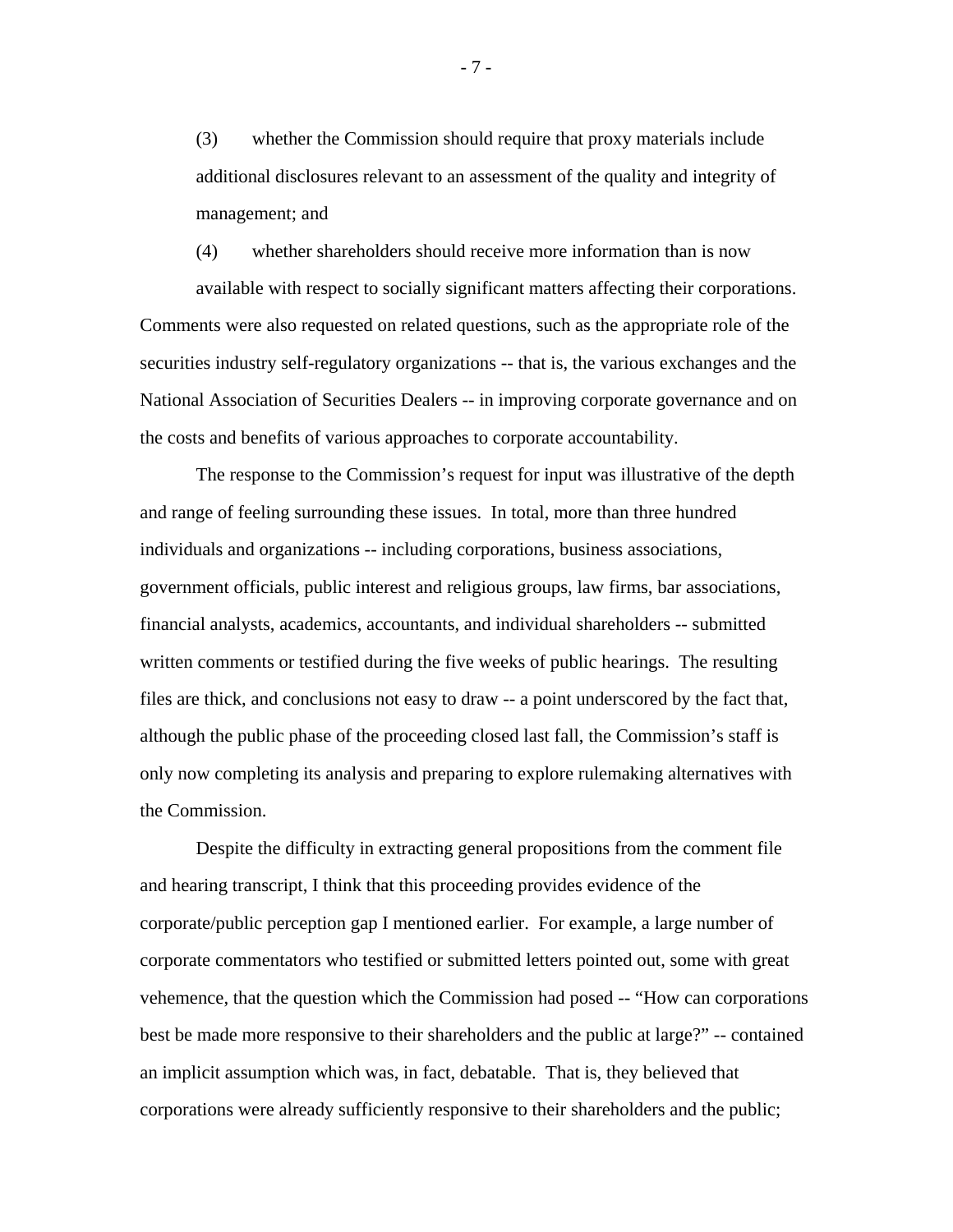(3) whether the Commission should require that proxy materials include additional disclosures relevant to an assessment of the quality and integrity of management; and

(4) whether shareholders should receive more information than is now available with respect to socially significant matters affecting their corporations.

Comments were also requested on related questions, such as the appropriate role of the securities industry self-regulatory organizations -- that is, the various exchanges and the National Association of Securities Dealers -- in improving corporate governance and on the costs and benefits of various approaches to corporate accountability.

The response to the Commission's request for input was illustrative of the depth and range of feeling surrounding these issues. In total, more than three hundred individuals and organizations -- including corporations, business associations, government officials, public interest and religious groups, law firms, bar associations, financial analysts, academics, accountants, and individual shareholders -- submitted written comments or testified during the five weeks of public hearings. The resulting files are thick, and conclusions not easy to draw -- a point underscored by the fact that, although the public phase of the proceeding closed last fall, the Commission's staff is only now completing its analysis and preparing to explore rulemaking alternatives with the Commission.

Despite the difficulty in extracting general propositions from the comment file and hearing transcript, I think that this proceeding provides evidence of the corporate/public perception gap I mentioned earlier. For example, a large number of corporate commentators who testified or submitted letters pointed out, some with great vehemence, that the question which the Commission had posed -- "How can corporations best be made more responsive to their shareholders and the public at large?" -- contained an implicit assumption which was, in fact, debatable. That is, they believed that corporations were already sufficiently responsive to their shareholders and the public;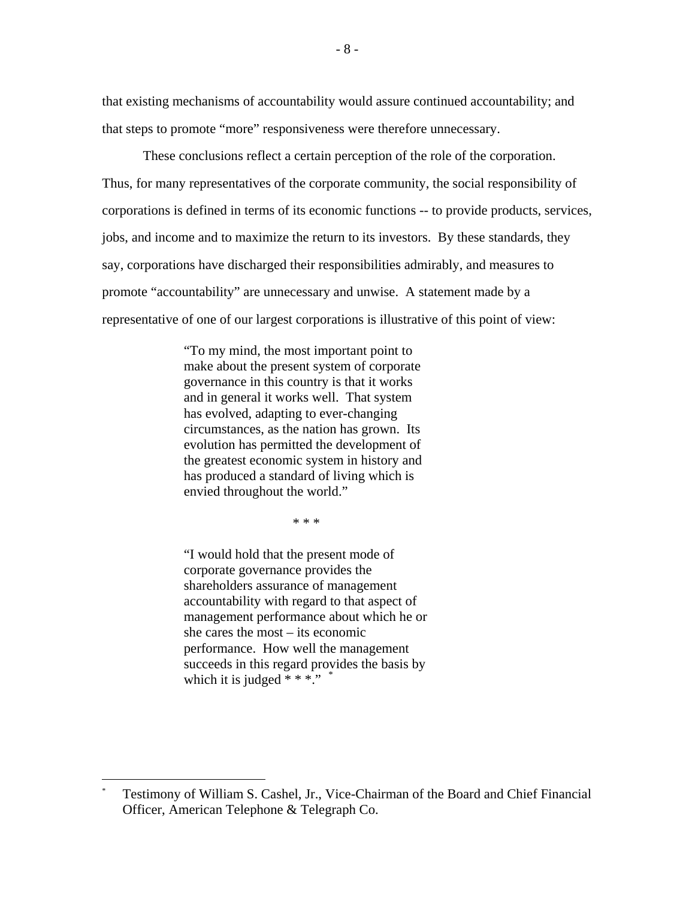that existing mechanisms of accountability would assure continued accountability; and that steps to promote "more" responsiveness were therefore unnecessary.

These conclusions reflect a certain perception of the role of the corporation. Thus, for many representatives of the corporate community, the social responsibility of corporations is defined in terms of its economic functions -- to provide products, services, jobs, and income and to maximize the return to its investors. By these standards, they say, corporations have discharged their responsibilities admirably, and measures to promote "accountability" are unnecessary and unwise. A statement made by a representative of one of our largest corporations is illustrative of this point of view:

> "To my mind, the most important point to make about the present system of corporate governance in this country is that it works and in general it works well. That system has evolved, adapting to ever-changing circumstances, as the nation has grown. Its evolution has permitted the development of the greatest economic system in history and has produced a standard of living which is envied throughout the world."
>
> * * *
>
> "I would hold that the present mode of corporate governance provides the shareholders assurance of management accountability with regard to that aspect of management performance about which he or she cares the most – its economic performance. How well the management succeeds in this regard provides the basis by which it is judged * * *." [*]

---

[*] Testimony of William S. Cashel, Jr., Vice-Chairman of the Board and Chief Financial Officer, American Telephone & Telegraph Co.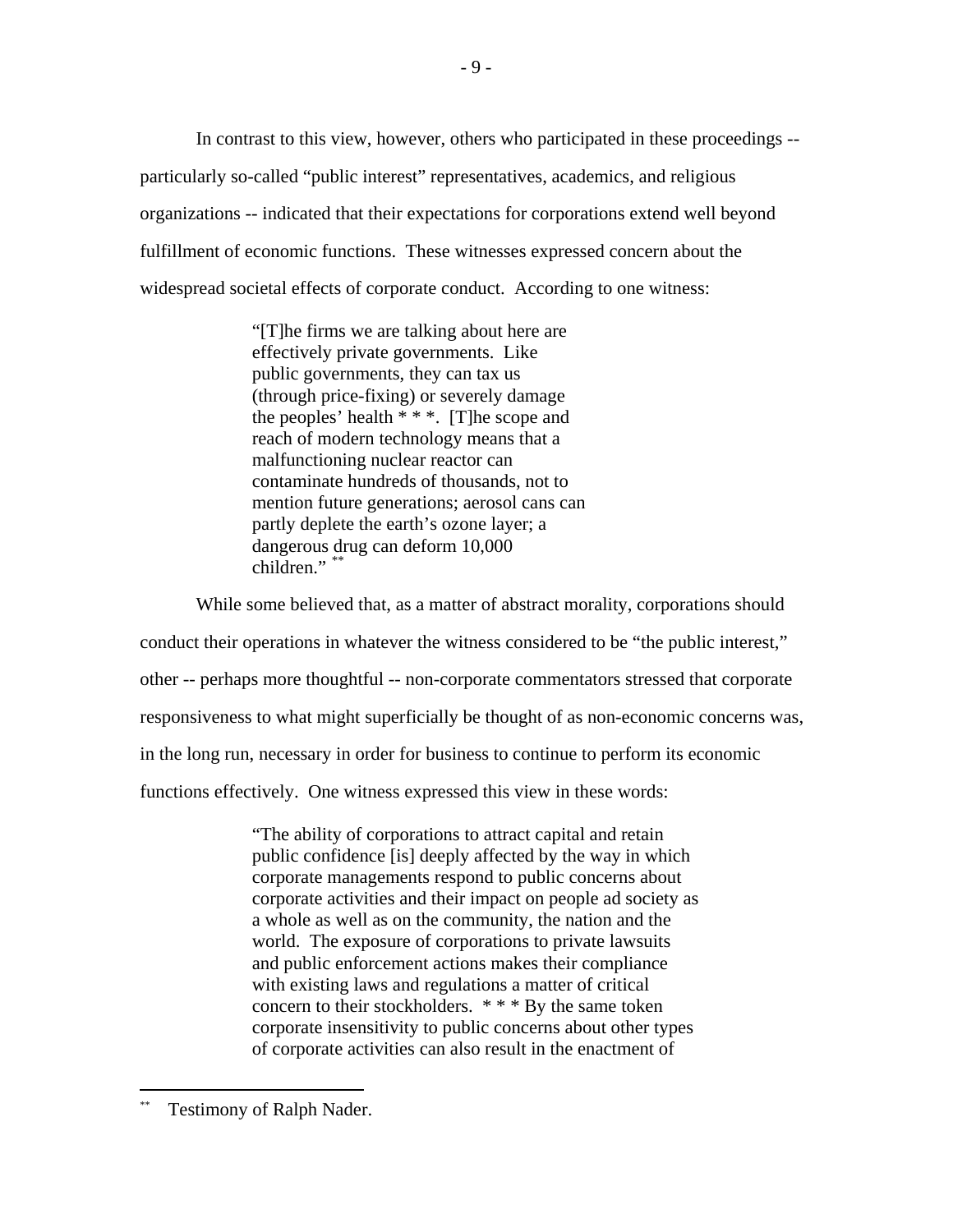In contrast to this view, however, others who participated in these proceedings -- particularly so-called "public interest" representatives, academics, and religious organizations -- indicated that their expectations for corporations extend well beyond fulfillment of economic functions. These witnesses expressed concern about the widespread societal effects of corporate conduct. According to one witness:

> "[T]he firms we are talking about here are effectively private governments. Like public governments, they can tax us (through price-fixing) or severely damage the peoples' health * * *. [T]he scope and reach of modern technology means that a malfunctioning nuclear reactor can contaminate hundreds of thousands, not to mention future generations; aerosol cans can partly deplete the earth's ozone layer; a dangerous drug can deform 10,000 children." [**]

While some believed that, as a matter of abstract morality, corporations should conduct their operations in whatever the witness considered to be "the public interest," other -- perhaps more thoughtful -- non-corporate commentators stressed that corporate responsiveness to what might superficially be thought of as non-economic concerns was, in the long run, necessary in order for business to continue to perform its economic functions effectively. One witness expressed this view in these words:

> "The ability of corporations to attract capital and retain public confidence [is] deeply affected by the way in which corporate managements respond to public concerns about corporate activities and their impact on people ad society as a whole as well as on the community, the nation and the world. The exposure of corporations to private lawsuits and public enforcement actions makes their compliance with existing laws and regulations a matter of critical concern to their stockholders. * * * By the same token corporate insensitivity to public concerns about other types of corporate activities can also result in the enactment of

---

[**] Testimony of Ralph Nader.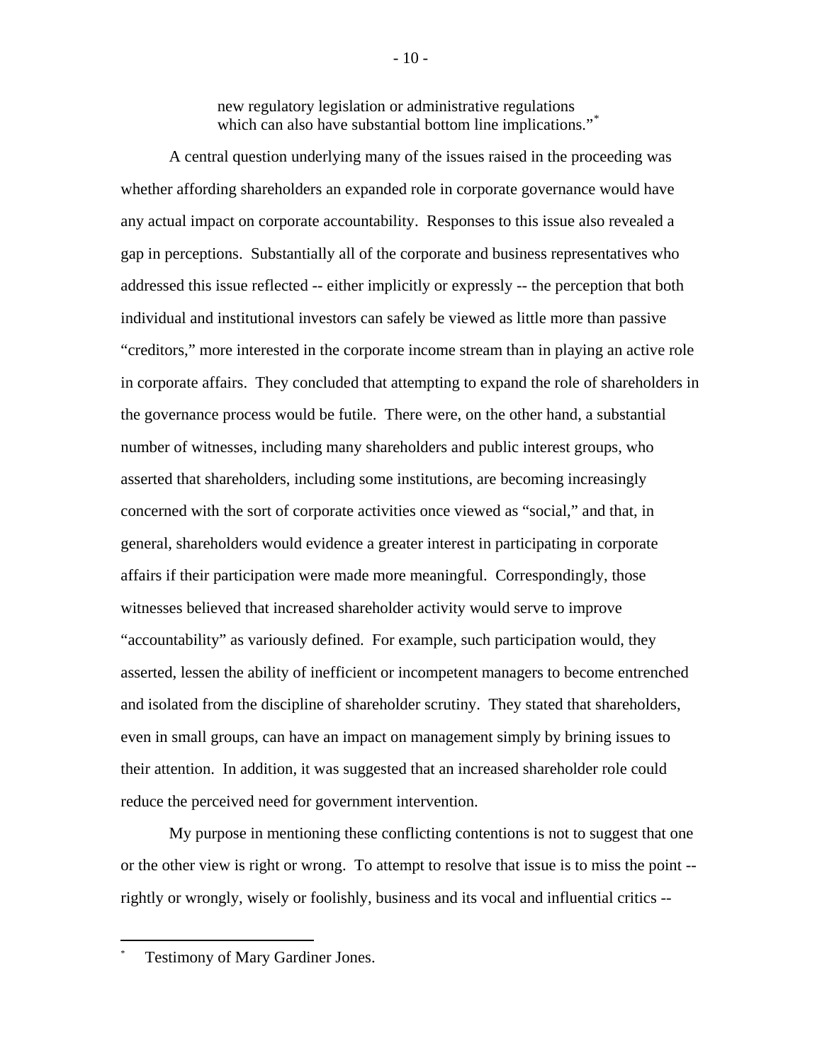new regulatory legislation or administrative regulations which can also have substantial bottom line implications."*

A central question underlying many of the issues raised in the proceeding was whether affording shareholders an expanded role in corporate governance would have any actual impact on corporate accountability. Responses to this issue also revealed a gap in perceptions. Substantially all of the corporate and business representatives who addressed this issue reflected -- either implicitly or expressly -- the perception that both individual and institutional investors can safely be viewed as little more than passive "creditors," more interested in the corporate income stream than in playing an active role in corporate affairs. They concluded that attempting to expand the role of shareholders in the governance process would be futile. There were, on the other hand, a substantial number of witnesses, including many shareholders and public interest groups, who asserted that shareholders, including some institutions, are becoming increasingly concerned with the sort of corporate activities once viewed as "social," and that, in general, shareholders would evidence a greater interest in participating in corporate affairs if their participation were made more meaningful. Correspondingly, those witnesses believed that increased shareholder activity would serve to improve "accountability" as variously defined. For example, such participation would, they asserted, lessen the ability of inefficient or incompetent managers to become entrenched and isolated from the discipline of shareholder scrutiny. They stated that shareholders, even in small groups, can have an impact on management simply by brining issues to their attention. In addition, it was suggested that an increased shareholder role could reduce the perceived need for government intervention.

My purpose in mentioning these conflicting contentions is not to suggest that one or the other view is right or wrong. To attempt to resolve that issue is to miss the point -- rightly or wrongly, wisely or foolishly, business and its vocal and influential critics --

---

* Testimony of Mary Gardiner Jones.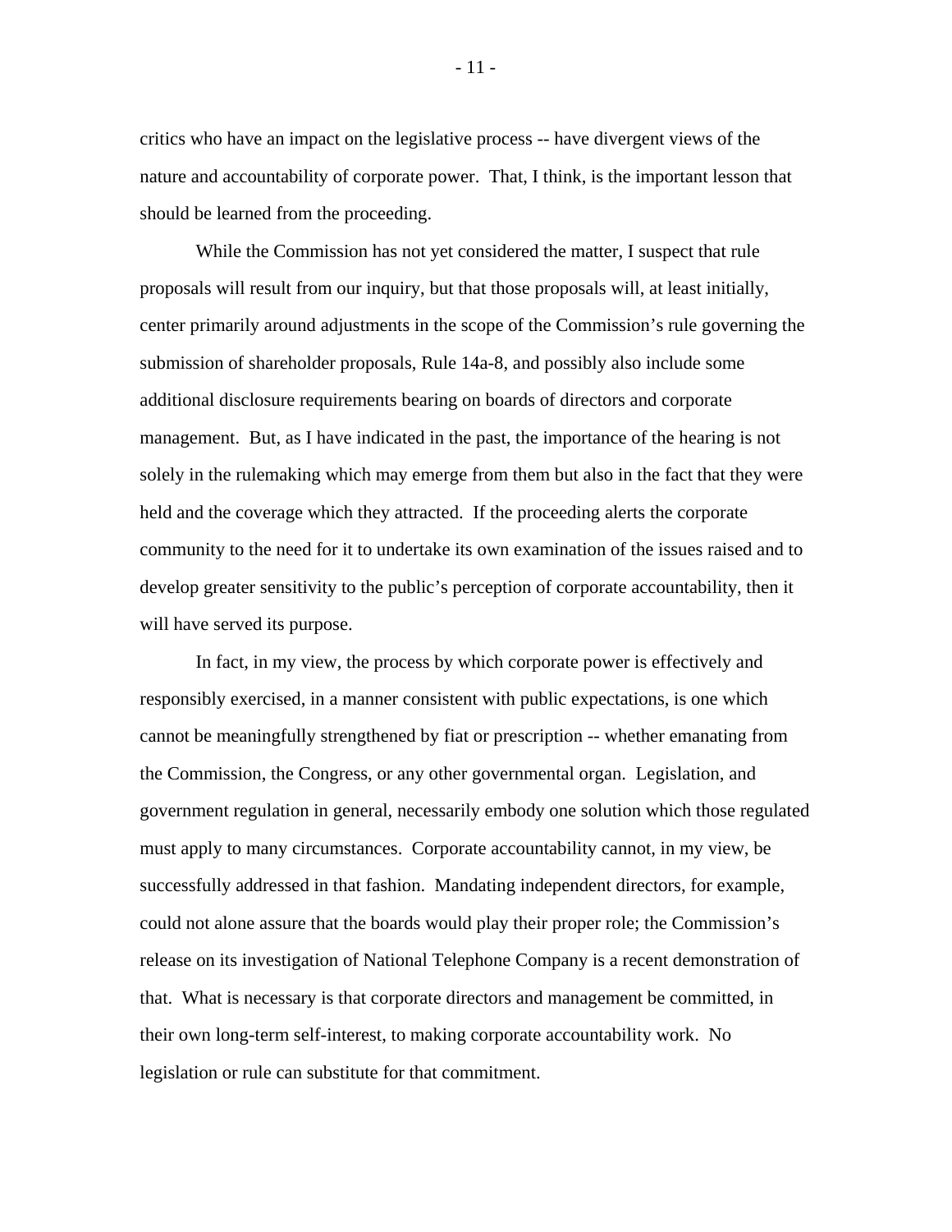critics who have an impact on the legislative process -- have divergent views of the nature and accountability of corporate power. That, I think, is the important lesson that should be learned from the proceeding.

While the Commission has not yet considered the matter, I suspect that rule proposals will result from our inquiry, but that those proposals will, at least initially, center primarily around adjustments in the scope of the Commission's rule governing the submission of shareholder proposals, Rule 14a-8, and possibly also include some additional disclosure requirements bearing on boards of directors and corporate management. But, as I have indicated in the past, the importance of the hearing is not solely in the rulemaking which may emerge from them but also in the fact that they were held and the coverage which they attracted. If the proceeding alerts the corporate community to the need for it to undertake its own examination of the issues raised and to develop greater sensitivity to the public's perception of corporate accountability, then it will have served its purpose.

In fact, in my view, the process by which corporate power is effectively and responsibly exercised, in a manner consistent with public expectations, is one which cannot be meaningfully strengthened by fiat or prescription -- whether emanating from the Commission, the Congress, or any other governmental organ. Legislation, and government regulation in general, necessarily embody one solution which those regulated must apply to many circumstances. Corporate accountability cannot, in my view, be successfully addressed in that fashion. Mandating independent directors, for example, could not alone assure that the boards would play their proper role; the Commission's release on its investigation of National Telephone Company is a recent demonstration of that. What is necessary is that corporate directors and management be committed, in their own long-term self-interest, to making corporate accountability work. No legislation or rule can substitute for that commitment.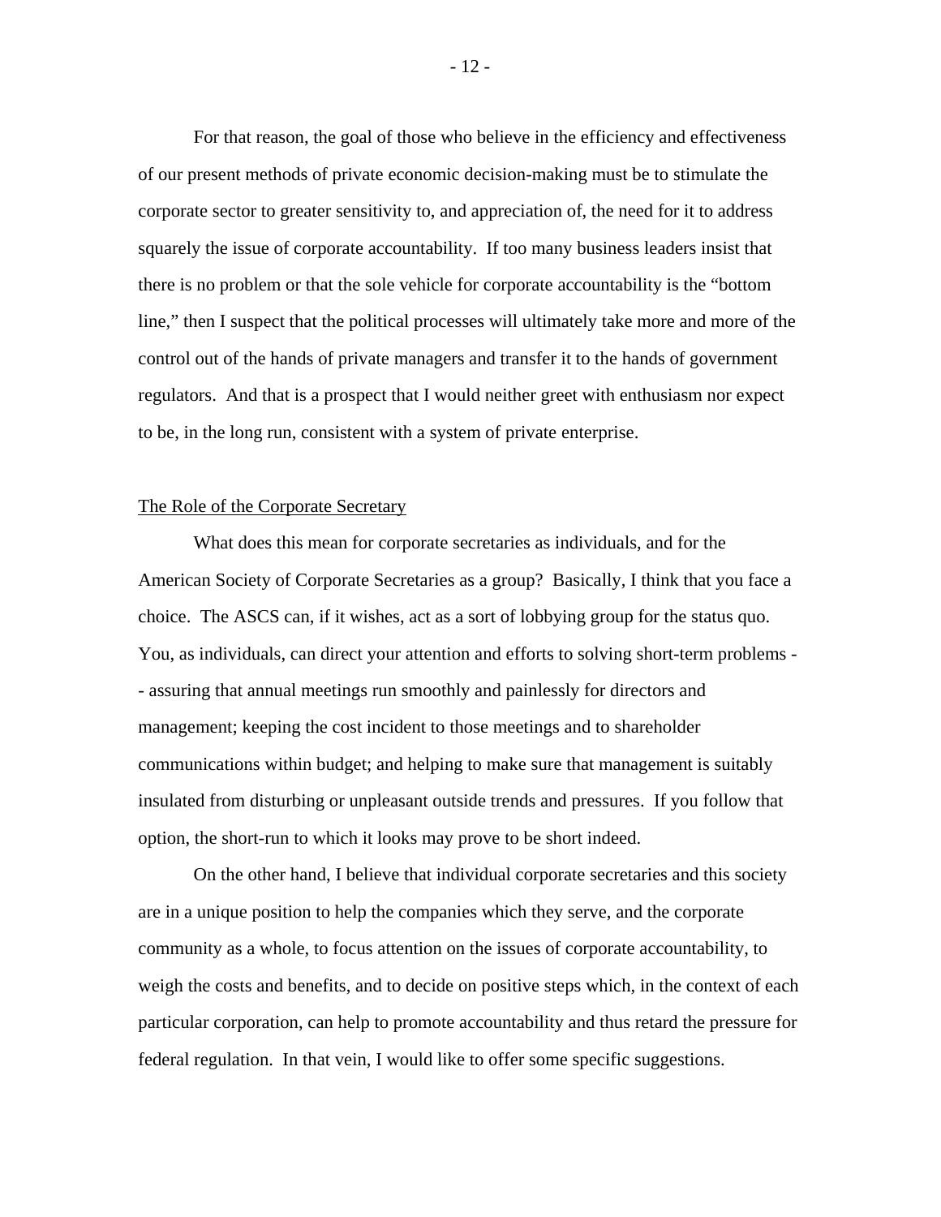For that reason, the goal of those who believe in the efficiency and effectiveness of our present methods of private economic decision-making must be to stimulate the corporate sector to greater sensitivity to, and appreciation of, the need for it to address squarely the issue of corporate accountability. If too many business leaders insist that there is no problem or that the sole vehicle for corporate accountability is the "bottom line," then I suspect that the political processes will ultimately take more and more of the control out of the hands of private managers and transfer it to the hands of government regulators. And that is a prospect that I would neither greet with enthusiasm nor expect to be, in the long run, consistent with a system of private enterprise.

## The Role of the Corporate Secretary

What does this mean for corporate secretaries as individuals, and for the American Society of Corporate Secretaries as a group? Basically, I think that you face a choice. The ASCS can, if it wishes, act as a sort of lobbying group for the status quo. You, as individuals, can direct your attention and efforts to solving short-term problems -- assuring that annual meetings run smoothly and painlessly for directors and management; keeping the cost incident to those meetings and to shareholder communications within budget; and helping to make sure that management is suitably insulated from disturbing or unpleasant outside trends and pressures. If you follow that option, the short-run to which it looks may prove to be short indeed.

On the other hand, I believe that individual corporate secretaries and this society are in a unique position to help the companies which they serve, and the corporate community as a whole, to focus attention on the issues of corporate accountability, to weigh the costs and benefits, and to decide on positive steps which, in the context of each particular corporation, can help to promote accountability and thus retard the pressure for federal regulation. In that vein, I would like to offer some specific suggestions.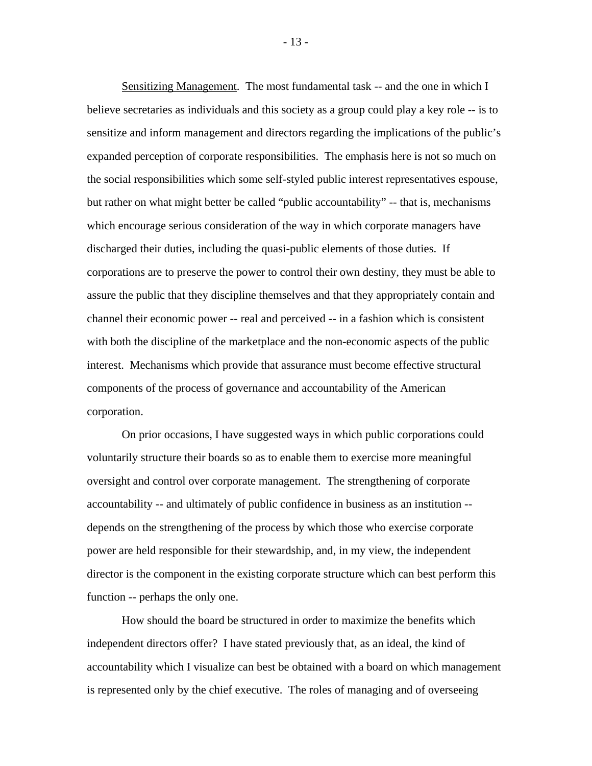<u>Sensitizing Management</u>. The most fundamental task -- and the one in which I believe secretaries as individuals and this society as a group could play a key role -- is to sensitize and inform management and directors regarding the implications of the public's expanded perception of corporate responsibilities. The emphasis here is not so much on the social responsibilities which some self-styled public interest representatives espouse, but rather on what might better be called "public accountability" -- that is, mechanisms which encourage serious consideration of the way in which corporate managers have discharged their duties, including the quasi-public elements of those duties. If corporations are to preserve the power to control their own destiny, they must be able to assure the public that they discipline themselves and that they appropriately contain and channel their economic power -- real and perceived -- in a fashion which is consistent with both the discipline of the marketplace and the non-economic aspects of the public interest. Mechanisms which provide that assurance must become effective structural components of the process of governance and accountability of the American corporation.

On prior occasions, I have suggested ways in which public corporations could voluntarily structure their boards so as to enable them to exercise more meaningful oversight and control over corporate management. The strengthening of corporate accountability -- and ultimately of public confidence in business as an institution -- depends on the strengthening of the process by which those who exercise corporate power are held responsible for their stewardship, and, in my view, the independent director is the component in the existing corporate structure which can best perform this function -- perhaps the only one.

How should the board be structured in order to maximize the benefits which independent directors offer? I have stated previously that, as an ideal, the kind of accountability which I visualize can best be obtained with a board on which management is represented only by the chief executive. The roles of managing and of overseeing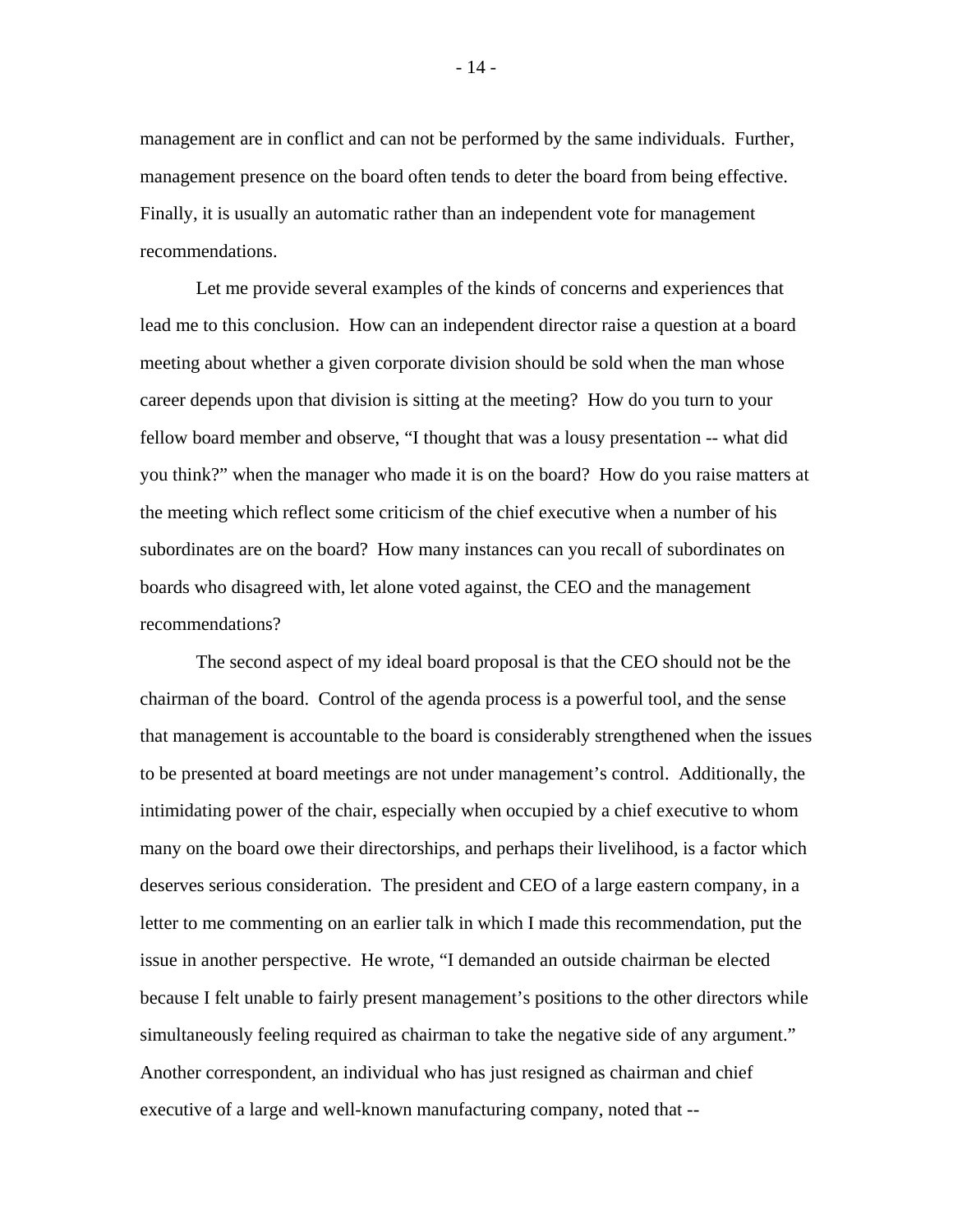management are in conflict and can not be performed by the same individuals. Further, management presence on the board often tends to deter the board from being effective. Finally, it is usually an automatic rather than an independent vote for management recommendations.

Let me provide several examples of the kinds of concerns and experiences that lead me to this conclusion. How can an independent director raise a question at a board meeting about whether a given corporate division should be sold when the man whose career depends upon that division is sitting at the meeting? How do you turn to your fellow board member and observe, "I thought that was a lousy presentation -- what did you think?" when the manager who made it is on the board? How do you raise matters at the meeting which reflect some criticism of the chief executive when a number of his subordinates are on the board? How many instances can you recall of subordinates on boards who disagreed with, let alone voted against, the CEO and the management recommendations?

The second aspect of my ideal board proposal is that the CEO should not be the chairman of the board. Control of the agenda process is a powerful tool, and the sense that management is accountable to the board is considerably strengthened when the issues to be presented at board meetings are not under management's control. Additionally, the intimidating power of the chair, especially when occupied by a chief executive to whom many on the board owe their directorships, and perhaps their livelihood, is a factor which deserves serious consideration. The president and CEO of a large eastern company, in a letter to me commenting on an earlier talk in which I made this recommendation, put the issue in another perspective. He wrote, "I demanded an outside chairman be elected because I felt unable to fairly present management's positions to the other directors while simultaneously feeling required as chairman to take the negative side of any argument." Another correspondent, an individual who has just resigned as chairman and chief executive of a large and well-known manufacturing company, noted that --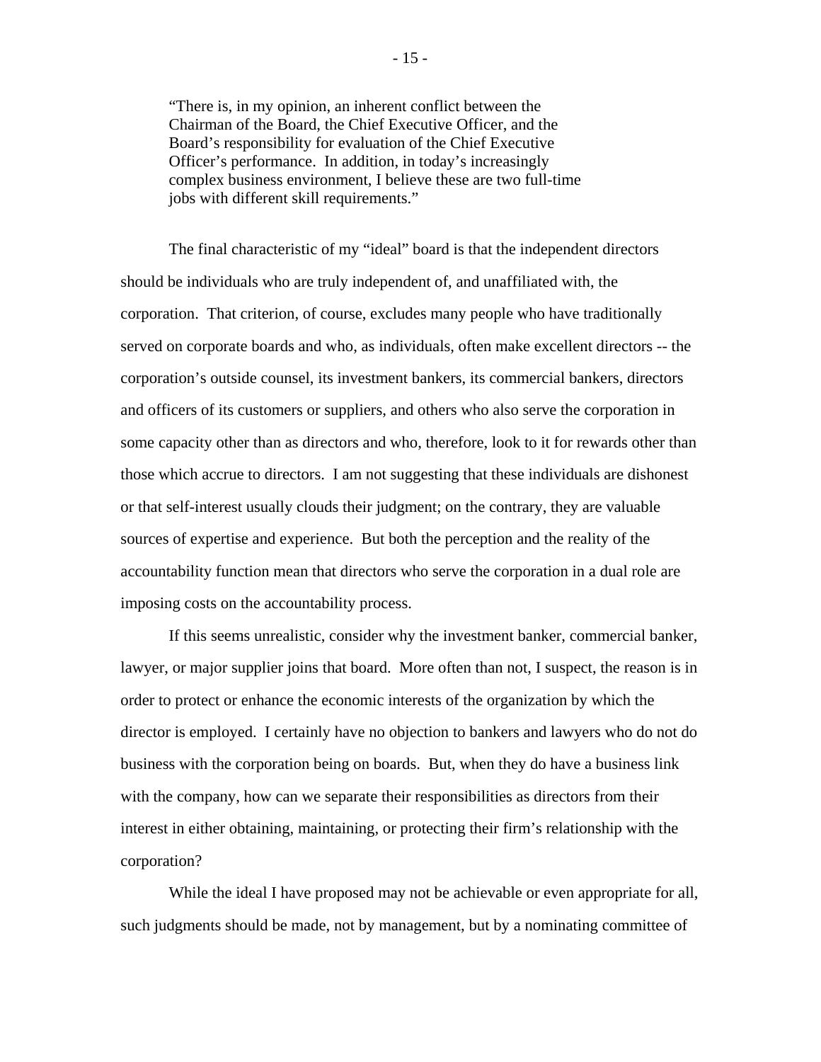> "There is, in my opinion, an inherent conflict between the Chairman of the Board, the Chief Executive Officer, and the Board's responsibility for evaluation of the Chief Executive Officer's performance. In addition, in today's increasingly complex business environment, I believe these are two full-time jobs with different skill requirements."

The final characteristic of my "ideal" board is that the independent directors should be individuals who are truly independent of, and unaffiliated with, the corporation. That criterion, of course, excludes many people who have traditionally served on corporate boards and who, as individuals, often make excellent directors -- the corporation's outside counsel, its investment bankers, its commercial bankers, directors and officers of its customers or suppliers, and others who also serve the corporation in some capacity other than as directors and who, therefore, look to it for rewards other than those which accrue to directors. I am not suggesting that these individuals are dishonest or that self-interest usually clouds their judgment; on the contrary, they are valuable sources of expertise and experience. But both the perception and the reality of the accountability function mean that directors who serve the corporation in a dual role are imposing costs on the accountability process.

If this seems unrealistic, consider why the investment banker, commercial banker, lawyer, or major supplier joins that board. More often than not, I suspect, the reason is in order to protect or enhance the economic interests of the organization by which the director is employed. I certainly have no objection to bankers and lawyers who do not do business with the corporation being on boards. But, when they do have a business link with the company, how can we separate their responsibilities as directors from their interest in either obtaining, maintaining, or protecting their firm's relationship with the corporation?

While the ideal I have proposed may not be achievable or even appropriate for all, such judgments should be made, not by management, but by a nominating committee of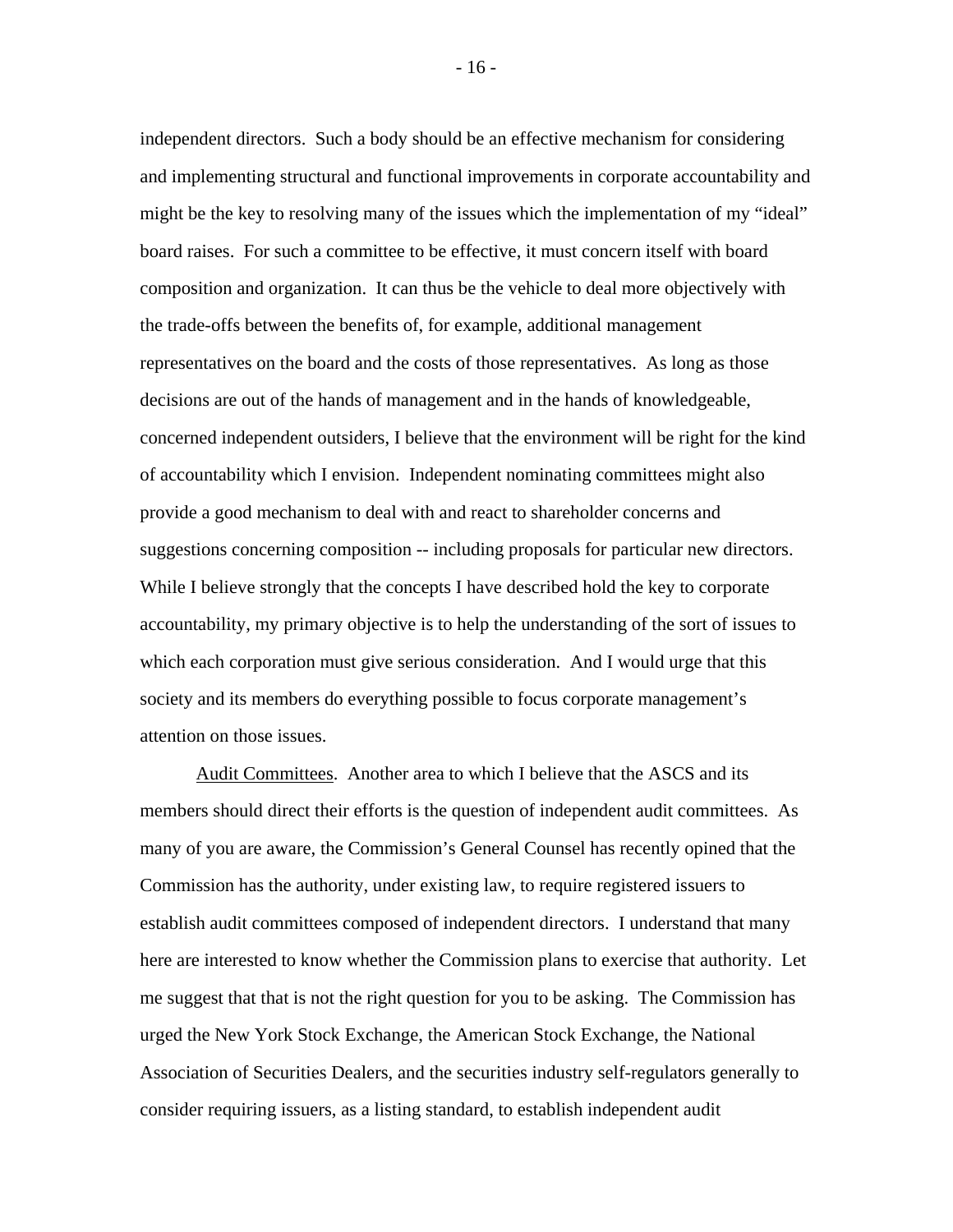independent directors. Such a body should be an effective mechanism for considering and implementing structural and functional improvements in corporate accountability and might be the key to resolving many of the issues which the implementation of my "ideal" board raises. For such a committee to be effective, it must concern itself with board composition and organization. It can thus be the vehicle to deal more objectively with the trade-offs between the benefits of, for example, additional management representatives on the board and the costs of those representatives. As long as those decisions are out of the hands of management and in the hands of knowledgeable, concerned independent outsiders, I believe that the environment will be right for the kind of accountability which I envision. Independent nominating committees might also provide a good mechanism to deal with and react to shareholder concerns and suggestions concerning composition -- including proposals for particular new directors. While I believe strongly that the concepts I have described hold the key to corporate accountability, my primary objective is to help the understanding of the sort of issues to which each corporation must give serious consideration. And I would urge that this society and its members do everything possible to focus corporate management's attention on those issues.

<u>Audit Committees</u>. Another area to which I believe that the ASCS and its members should direct their efforts is the question of independent audit committees. As many of you are aware, the Commission's General Counsel has recently opined that the Commission has the authority, under existing law, to require registered issuers to establish audit committees composed of independent directors. I understand that many here are interested to know whether the Commission plans to exercise that authority. Let me suggest that that is not the right question for you to be asking. The Commission has urged the New York Stock Exchange, the American Stock Exchange, the National Association of Securities Dealers, and the securities industry self-regulators generally to consider requiring issuers, as a listing standard, to establish independent audit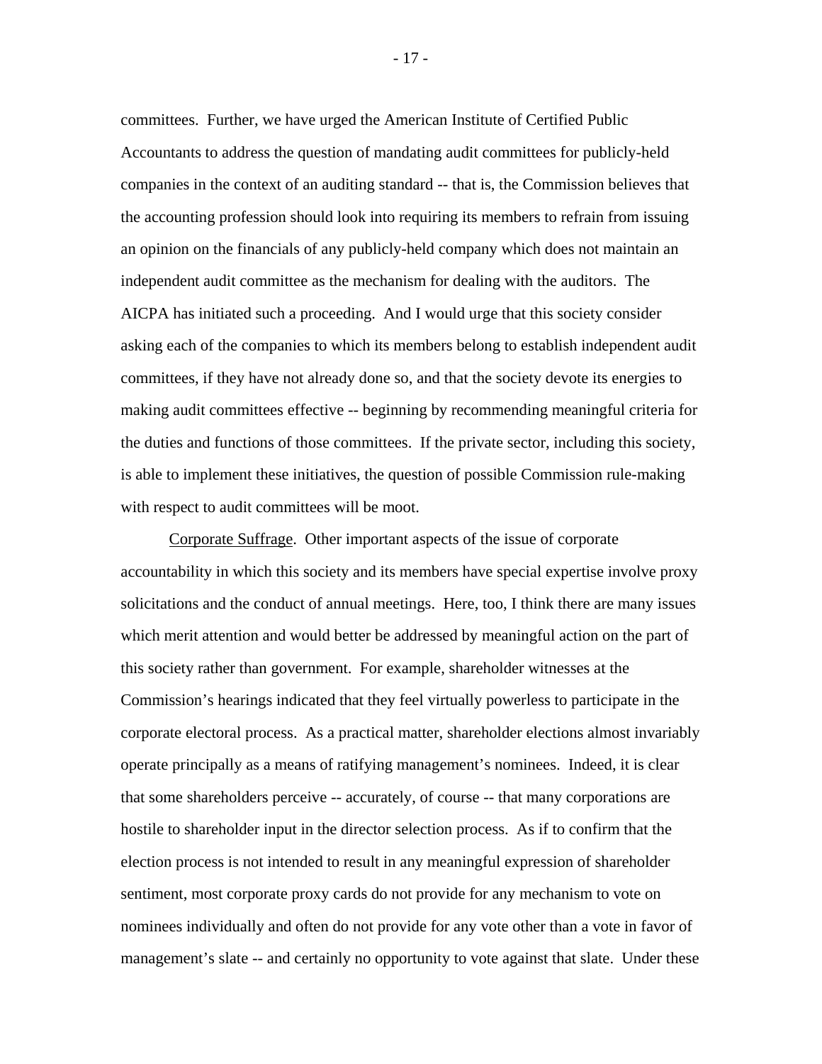committees. Further, we have urged the American Institute of Certified Public Accountants to address the question of mandating audit committees for publicly-held companies in the context of an auditing standard -- that is, the Commission believes that the accounting profession should look into requiring its members to refrain from issuing an opinion on the financials of any publicly-held company which does not maintain an independent audit committee as the mechanism for dealing with the auditors. The AICPA has initiated such a proceeding. And I would urge that this society consider asking each of the companies to which its members belong to establish independent audit committees, if they have not already done so, and that the society devote its energies to making audit committees effective -- beginning by recommending meaningful criteria for the duties and functions of those committees. If the private sector, including this society, is able to implement these initiatives, the question of possible Commission rule-making with respect to audit committees will be moot.

<u>Corporate Suffrage</u>. Other important aspects of the issue of corporate accountability in which this society and its members have special expertise involve proxy solicitations and the conduct of annual meetings. Here, too, I think there are many issues which merit attention and would better be addressed by meaningful action on the part of this society rather than government. For example, shareholder witnesses at the Commission's hearings indicated that they feel virtually powerless to participate in the corporate electoral process. As a practical matter, shareholder elections almost invariably operate principally as a means of ratifying management's nominees. Indeed, it is clear that some shareholders perceive -- accurately, of course -- that many corporations are hostile to shareholder input in the director selection process. As if to confirm that the election process is not intended to result in any meaningful expression of shareholder sentiment, most corporate proxy cards do not provide for any mechanism to vote on nominees individually and often do not provide for any vote other than a vote in favor of management's slate -- and certainly no opportunity to vote against that slate. Under these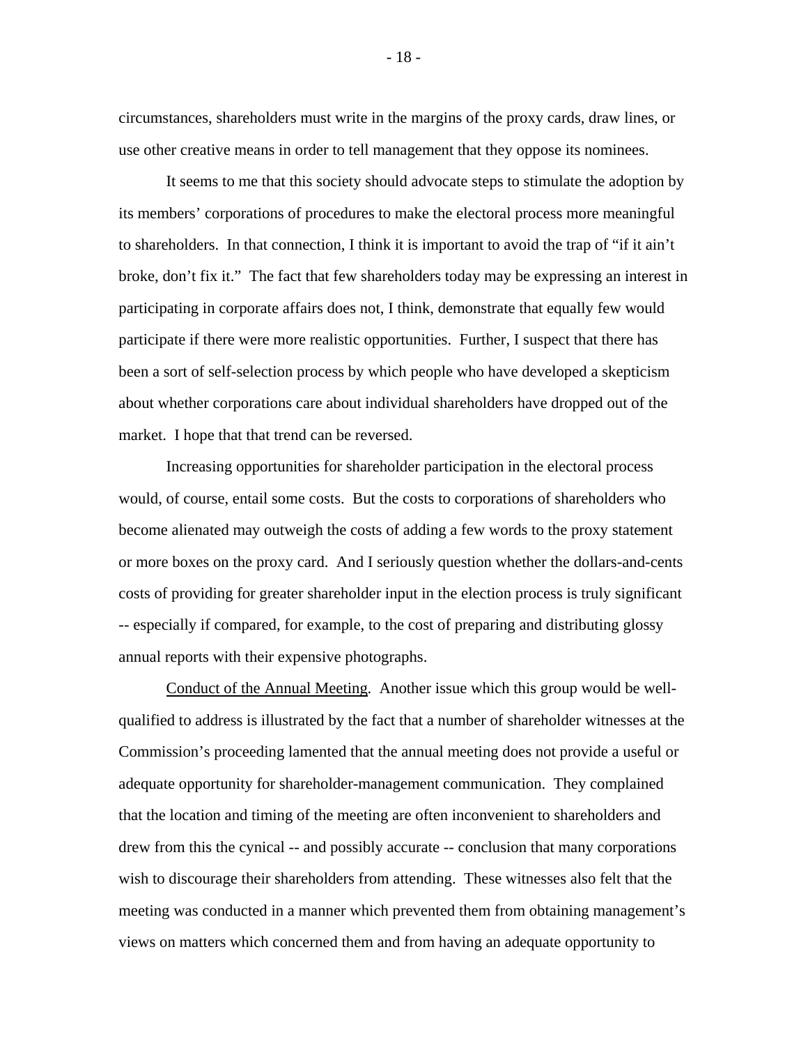circumstances, shareholders must write in the margins of the proxy cards, draw lines, or use other creative means in order to tell management that they oppose its nominees.

It seems to me that this society should advocate steps to stimulate the adoption by its members' corporations of procedures to make the electoral process more meaningful to shareholders. In that connection, I think it is important to avoid the trap of "if it ain't broke, don't fix it." The fact that few shareholders today may be expressing an interest in participating in corporate affairs does not, I think, demonstrate that equally few would participate if there were more realistic opportunities. Further, I suspect that there has been a sort of self-selection process by which people who have developed a skepticism about whether corporations care about individual shareholders have dropped out of the market. I hope that that trend can be reversed.

Increasing opportunities for shareholder participation in the electoral process would, of course, entail some costs. But the costs to corporations of shareholders who become alienated may outweigh the costs of adding a few words to the proxy statement or more boxes on the proxy card. And I seriously question whether the dollars-and-cents costs of providing for greater shareholder input in the election process is truly significant -- especially if compared, for example, to the cost of preparing and distributing glossy annual reports with their expensive photographs.

Conduct of the Annual Meeting. Another issue which this group would be well-qualified to address is illustrated by the fact that a number of shareholder witnesses at the Commission's proceeding lamented that the annual meeting does not provide a useful or adequate opportunity for shareholder-management communication. They complained that the location and timing of the meeting are often inconvenient to shareholders and drew from this the cynical -- and possibly accurate -- conclusion that many corporations wish to discourage their shareholders from attending. These witnesses also felt that the meeting was conducted in a manner which prevented them from obtaining management's views on matters which concerned them and from having an adequate opportunity to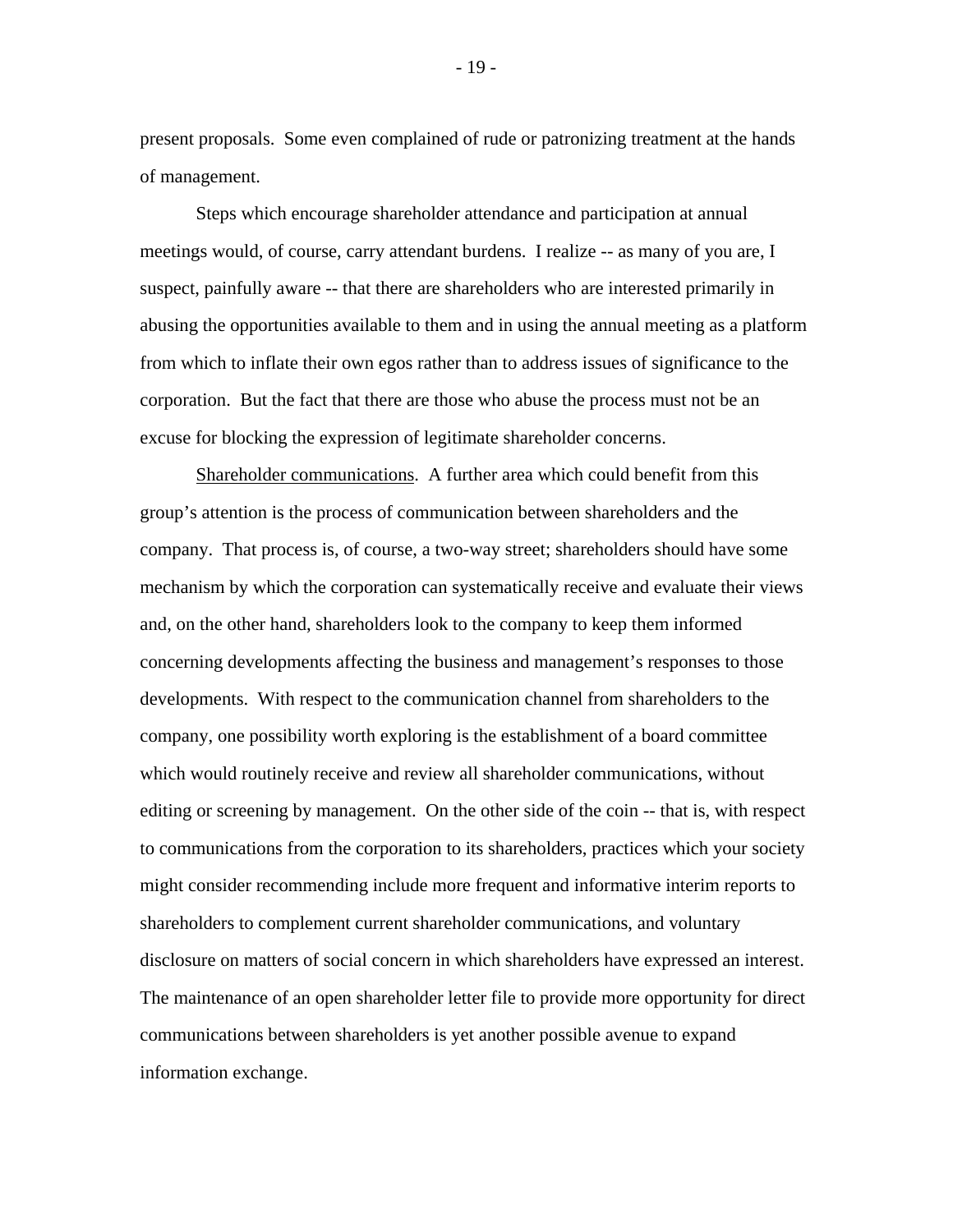present proposals. Some even complained of rude or patronizing treatment at the hands of management.

Steps which encourage shareholder attendance and participation at annual meetings would, of course, carry attendant burdens. I realize -- as many of you are, I suspect, painfully aware -- that there are shareholders who are interested primarily in abusing the opportunities available to them and in using the annual meeting as a platform from which to inflate their own egos rather than to address issues of significance to the corporation. But the fact that there are those who abuse the process must not be an excuse for blocking the expression of legitimate shareholder concerns.

Shareholder communications. A further area which could benefit from this group's attention is the process of communication between shareholders and the company. That process is, of course, a two-way street; shareholders should have some mechanism by which the corporation can systematically receive and evaluate their views and, on the other hand, shareholders look to the company to keep them informed concerning developments affecting the business and management's responses to those developments. With respect to the communication channel from shareholders to the company, one possibility worth exploring is the establishment of a board committee which would routinely receive and review all shareholder communications, without editing or screening by management. On the other side of the coin -- that is, with respect to communications from the corporation to its shareholders, practices which your society might consider recommending include more frequent and informative interim reports to shareholders to complement current shareholder communications, and voluntary disclosure on matters of social concern in which shareholders have expressed an interest. The maintenance of an open shareholder letter file to provide more opportunity for direct communications between shareholders is yet another possible avenue to expand information exchange.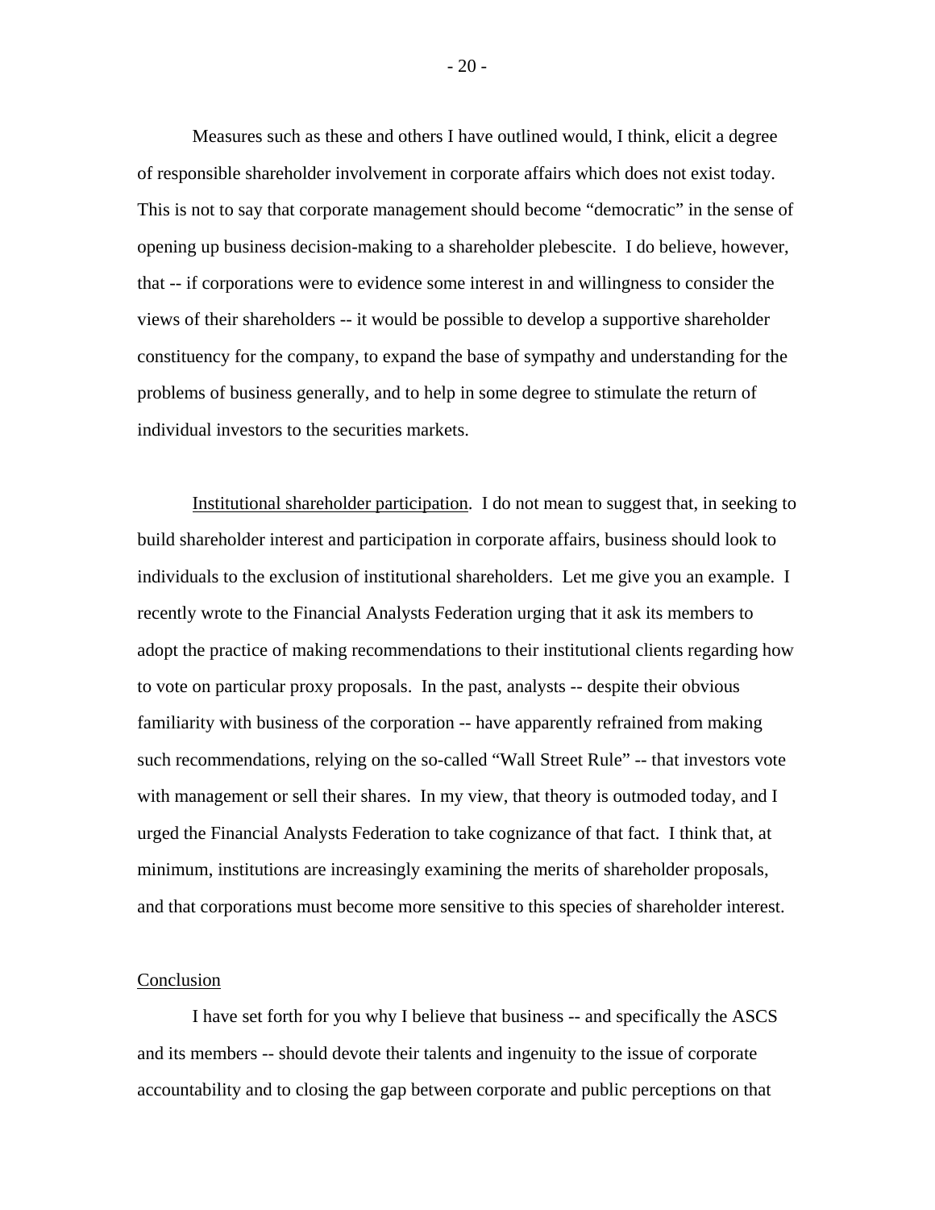Measures such as these and others I have outlined would, I think, elicit a degree of responsible shareholder involvement in corporate affairs which does not exist today. This is not to say that corporate management should become "democratic" in the sense of opening up business decision-making to a shareholder plebescite. I do believe, however, that -- if corporations were to evidence some interest in and willingness to consider the views of their shareholders -- it would be possible to develop a supportive shareholder constituency for the company, to expand the base of sympathy and understanding for the problems of business generally, and to help in some degree to stimulate the return of individual investors to the securities markets.

<u>Institutional shareholder participation</u>. I do not mean to suggest that, in seeking to build shareholder interest and participation in corporate affairs, business should look to individuals to the exclusion of institutional shareholders. Let me give you an example. I recently wrote to the Financial Analysts Federation urging that it ask its members to adopt the practice of making recommendations to their institutional clients regarding how to vote on particular proxy proposals. In the past, analysts -- despite their obvious familiarity with business of the corporation -- have apparently refrained from making such recommendations, relying on the so-called "Wall Street Rule" -- that investors vote with management or sell their shares. In my view, that theory is outmoded today, and I urged the Financial Analysts Federation to take cognizance of that fact. I think that, at minimum, institutions are increasingly examining the merits of shareholder proposals, and that corporations must become more sensitive to this species of shareholder interest.

## Conclusion

I have set forth for you why I believe that business -- and specifically the ASCS and its members -- should devote their talents and ingenuity to the issue of corporate accountability and to closing the gap between corporate and public perceptions on that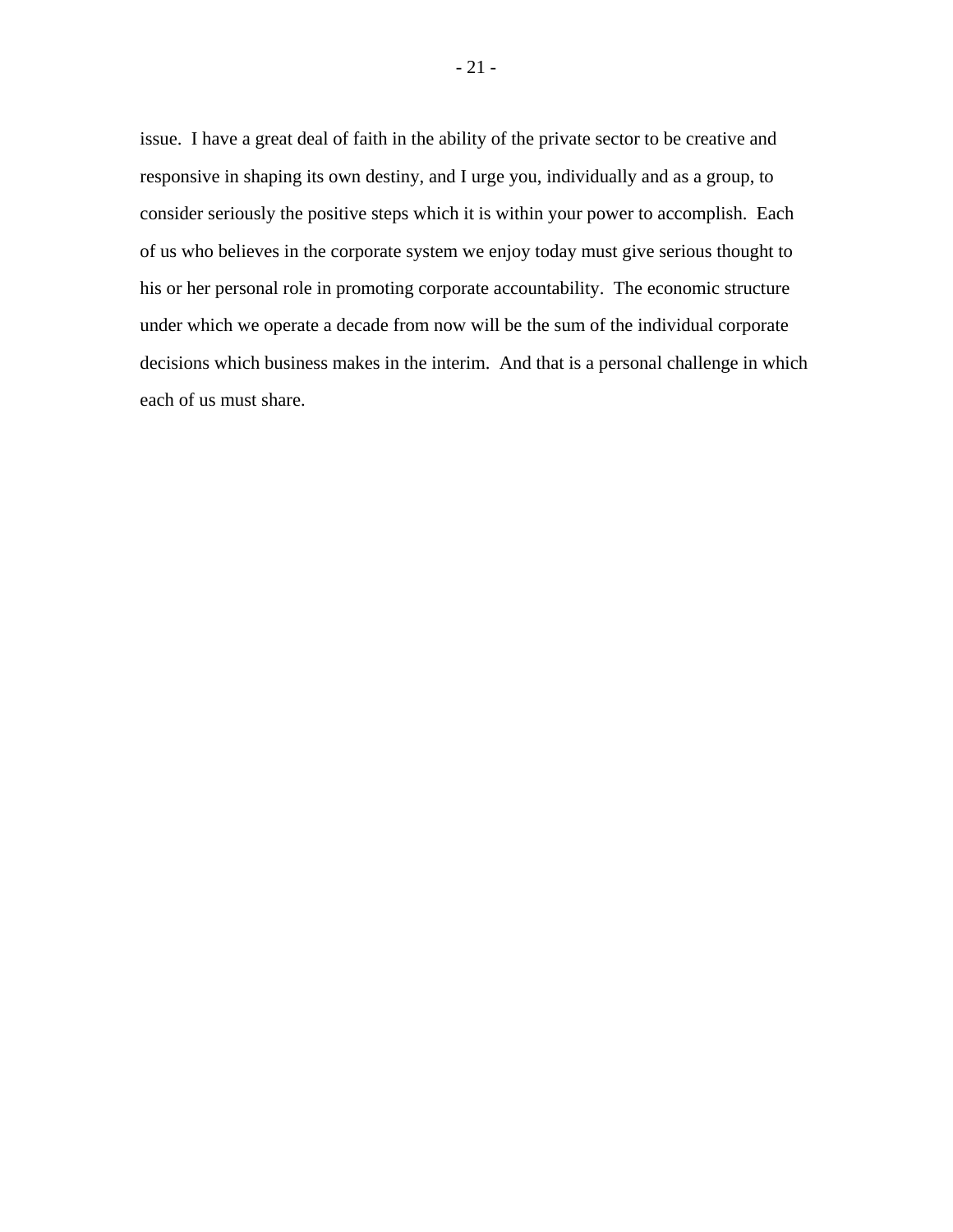issue. I have a great deal of faith in the ability of the private sector to be creative and responsive in shaping its own destiny, and I urge you, individually and as a group, to consider seriously the positive steps which it is within your power to accomplish. Each of us who believes in the corporate system we enjoy today must give serious thought to his or her personal role in promoting corporate accountability. The economic structure under which we operate a decade from now will be the sum of the individual corporate decisions which business makes in the interim. And that is a personal challenge in which each of us must share.